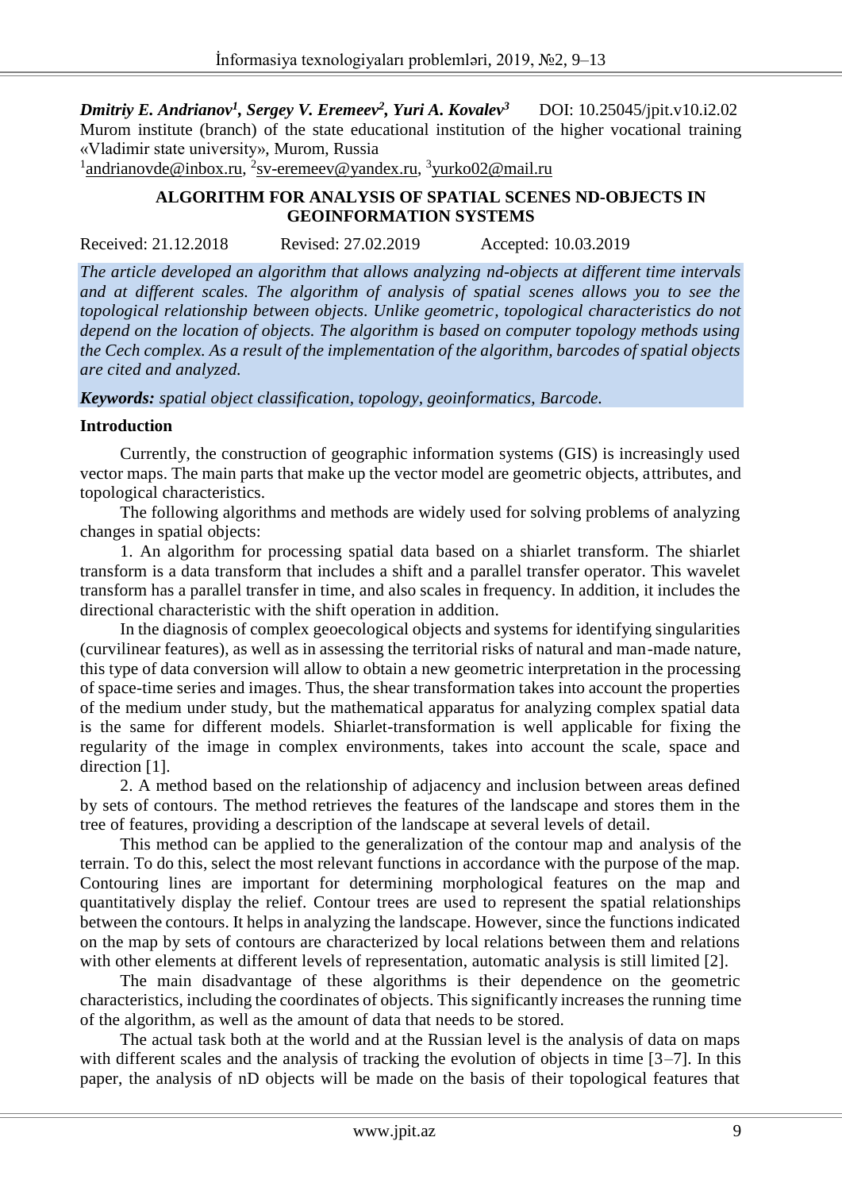***Dmitriy E. Andrianov[1], Sergey V. Eremeev[2], Yuri A. Kovalev[3]*** DOI: 10.25045/jpit.v10.i2.02

Murom institute (branch) of the state educational institution of the higher vocational training «Vladimir state university», Murom, Russia

[1]andrianovde@inbox.ru, [2]sv-eremeev@yandex.ru, [3]yurko02@mail.ru

# ALGORITHM FOR ANALYSIS OF SPATIAL SCENES ND-OBJECTS IN GEOINFORMATION SYSTEMS

Received: 21.12.2018 Revised: 27.02.2019 Accepted: 10.03.2019

*The article developed an algorithm that allows analyzing nd-objects at different time intervals and at different scales. The algorithm of analysis of spatial scenes allows you to see the topological relationship between objects. Unlike geometric, topological characteristics do not depend on the location of objects. The algorithm is based on computer topology methods using the Cech complex. As a result of the implementation of the algorithm, barcodes of spatial objects are cited and analyzed.*

***Keywords:*** *spatial object classification, topology, geoinformatics, Barcode.*

## Introduction

Currently, the construction of geographic information systems (GIS) is increasingly used vector maps. The main parts that make up the vector model are geometric objects, attributes, and topological characteristics.

The following algorithms and methods are widely used for solving problems of analyzing changes in spatial objects:

1. An algorithm for processing spatial data based on a shiarlet transform. The shiarlet transform is a data transform that includes a shift and a parallel transfer operator. This wavelet transform has a parallel transfer in time, and also scales in frequency. In addition, it includes the directional characteristic with the shift operation in addition.

In the diagnosis of complex geoecological objects and systems for identifying singularities (curvilinear features), as well as in assessing the territorial risks of natural and man-made nature, this type of data conversion will allow to obtain a new geometric interpretation in the processing of space-time series and images. Thus, the shear transformation takes into account the properties of the medium under study, but the mathematical apparatus for analyzing complex spatial data is the same for different models. Shiarlet-transformation is well applicable for fixing the regularity of the image in complex environments, takes into account the scale, space and direction [1].

2. A method based on the relationship of adjacency and inclusion between areas defined by sets of contours. The method retrieves the features of the landscape and stores them in the tree of features, providing a description of the landscape at several levels of detail.

This method can be applied to the generalization of the contour map and analysis of the terrain. To do this, select the most relevant functions in accordance with the purpose of the map. Contouring lines are important for determining morphological features on the map and quantitatively display the relief. Contour trees are used to represent the spatial relationships between the contours. It helps in analyzing the landscape. However, since the functions indicated on the map by sets of contours are characterized by local relations between them and relations with other elements at different levels of representation, automatic analysis is still limited [2].

The main disadvantage of these algorithms is their dependence on the geometric characteristics, including the coordinates of objects. This significantly increases the running time of the algorithm, as well as the amount of data that needs to be stored.

The actual task both at the world and at the Russian level is the analysis of data on maps with different scales and the analysis of tracking the evolution of objects in time [3–7]. In this paper, the analysis of nD objects will be made on the basis of their topological features that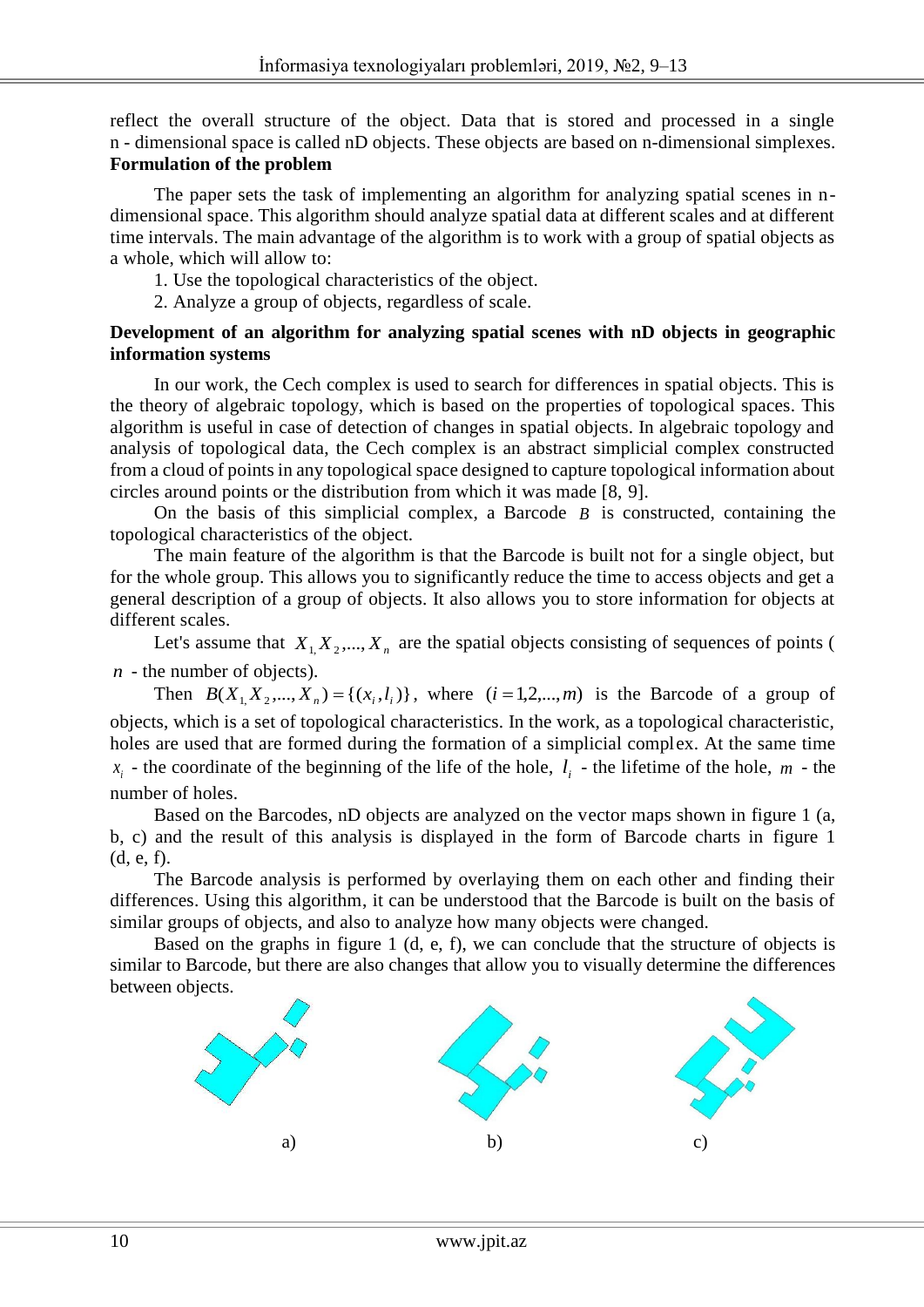reflect the overall structure of the object. Data that is stored and processed in a single n - dimensional space is called nD objects. These objects are based on n-dimensional simplexes.

**Formulation of the problem**

The paper sets the task of implementing an algorithm for analyzing spatial scenes in n-dimensional space. This algorithm should analyze spatial data at different scales and at different time intervals. The main advantage of the algorithm is to work with a group of spatial objects as a whole, which will allow to:

1. Use the topological characteristics of the object.
2. Analyze a group of objects, regardless of scale.

**Development of an algorithm for analyzing spatial scenes with nD objects in geographic information systems**

In our work, the Cech complex is used to search for differences in spatial objects. This is the theory of algebraic topology, which is based on the properties of topological spaces. This algorithm is useful in case of detection of changes in spatial objects. In algebraic topology and analysis of topological data, the Cech complex is an abstract simplicial complex constructed from a cloud of points in any topological space designed to capture topological information about circles around points or the distribution from which it was made [8, 9].

On the basis of this simplicial complex, a Barcode $B$ is constructed, containing the topological characteristics of the object.

The main feature of the algorithm is that the Barcode is built not for a single object, but for the whole group. This allows you to significantly reduce the time to access objects and get a general description of a group of objects. It also allows you to store information for objects at different scales.

Let's assume that $X_1, X_2, ..., X_n$ are the spatial objects consisting of sequences of points ( $n$ - the number of objects).

Then $B(X_1, X_2, ..., X_n) = \{(x_i, l_i)\}$, where $(i = 1, 2, ..., m)$ is the Barcode of a group of objects, which is a set of topological characteristics. In the work, as a topological characteristic, holes are used that are formed during the formation of a simplicial complex. At the same time $x_i$ - the coordinate of the beginning of the life of the hole, $l_i$ - the lifetime of the hole, $m$ - the number of holes.

Based on the Barcodes, nD objects are analyzed on the vector maps shown in figure 1 (a, b, c) and the result of this analysis is displayed in the form of Barcode charts in figure 1 (d, e, f).

The Barcode analysis is performed by overlaying them on each other and finding their differences. Using this algorithm, it can be understood that the Barcode is built on the basis of similar groups of objects, and also to analyze how many objects were changed.

Based on the graphs in figure 1 (d, e, f), we can conclude that the structure of objects is similar to Barcode, but there are also changes that allow you to visually determine the differences between objects.

a) b) c)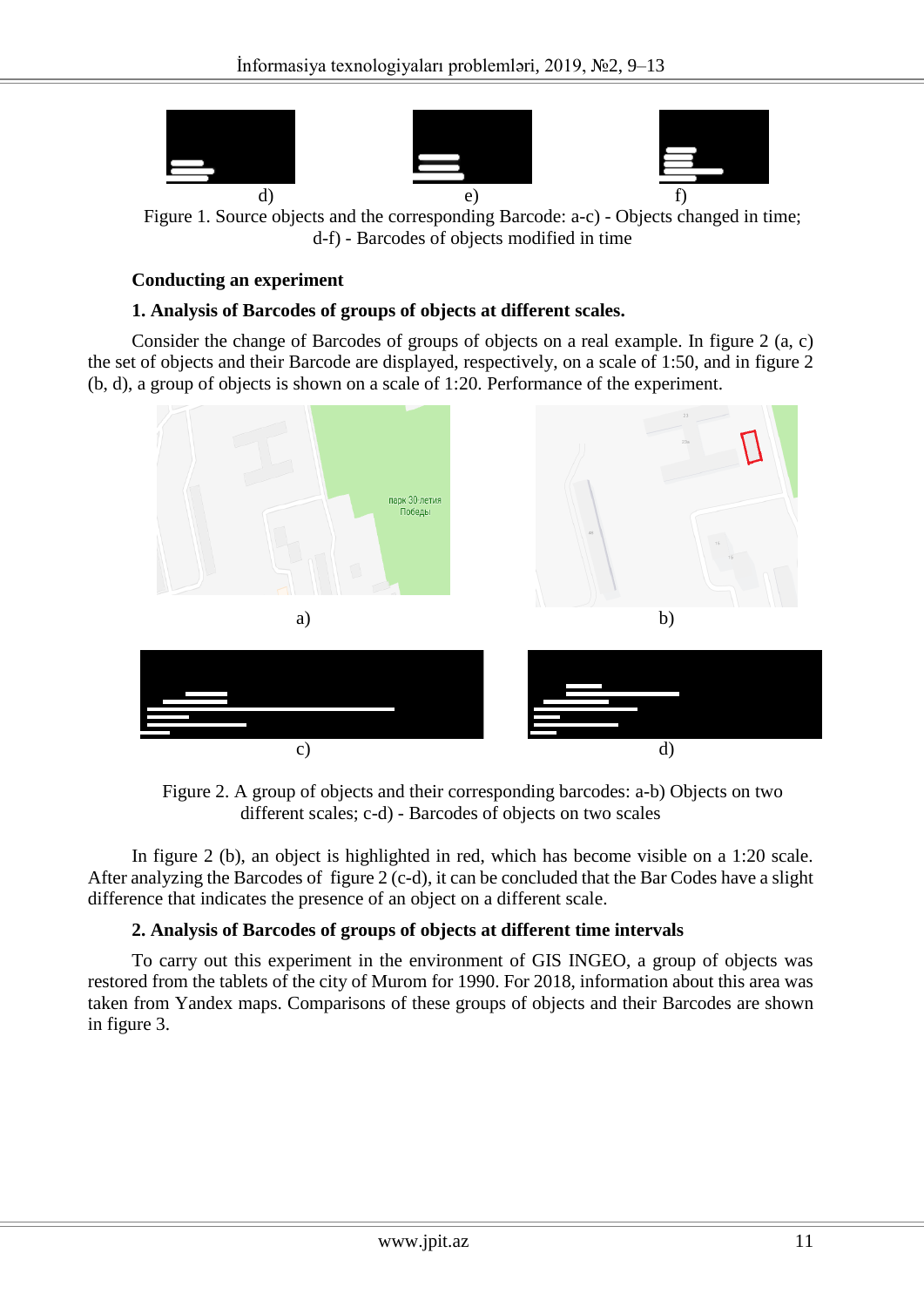d) e) f)

Figure 1. Source objects and the corresponding Barcode: a-c) - Objects changed in time; d-f) - Barcodes of objects modified in time

**Conducting an experiment**

**1. Analysis of Barcodes of groups of objects at different scales.**

Consider the change of Barcodes of groups of objects on a real example. In figure 2 (a, c) the set of objects and their Barcode are displayed, respectively, on a scale of 1:50, and in figure 2 (b, d), a group of objects is shown on a scale of 1:20. Performance of the experiment.

a) b)

c) d)

Figure 2. A group of objects and their corresponding barcodes: a-b) Objects on two different scales; c-d) - Barcodes of objects on two scales

In figure 2 (b), an object is highlighted in red, which has become visible on a 1:20 scale. After analyzing the Barcodes of figure 2 (c-d), it can be concluded that the Bar Codes have a slight difference that indicates the presence of an object on a different scale.

**2. Analysis of Barcodes of groups of objects at different time intervals**

To carry out this experiment in the environment of GIS INGEO, a group of objects was restored from the tablets of the city of Murom for 1990. For 2018, information about this area was taken from Yandex maps. Comparisons of these groups of objects and their Barcodes are shown in figure 3.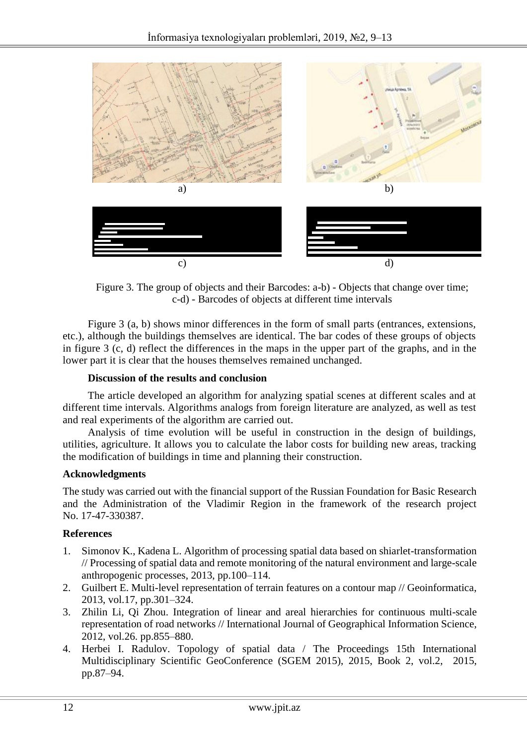a) b)

c) d)

Figure 3. The group of objects and their Barcodes: a-b) - Objects that change over time; c-d) - Barcodes of objects at different time intervals

Figure 3 (a, b) shows minor differences in the form of small parts (entrances, extensions, etc.), although the buildings themselves are identical. The bar codes of these groups of objects in figure 3 (c, d) reflect the differences in the maps in the upper part of the graphs, and in the lower part it is clear that the houses themselves remained unchanged.

**Discussion of the results and conclusion**

The article developed an algorithm for analyzing spatial scenes at different scales and at different time intervals. Algorithms analogs from foreign literature are analyzed, as well as test and real experiments of the algorithm are carried out.

Analysis of time evolution will be useful in construction in the design of buildings, utilities, agriculture. It allows you to calculate the labor costs for building new areas, tracking the modification of buildings in time and planning their construction.

## Acknowledgments

The study was carried out with the financial support of the Russian Foundation for Basic Research and the Administration of the Vladimir Region in the framework of the research project No. 17-47-330387.

## References

1. Simonov K., Kadena L. Algorithm of processing spatial data based on shiarlet-transformation // Processing of spatial data and remote monitoring of the natural environment and large-scale anthropogenic processes, 2013, pp.100–114.
2. Guilbert E. Multi-level representation of terrain features on a contour map // Geoinformatica, 2013, vol.17, pp.301–324.
3. Zhilin Li, Qi Zhou. Integration of linear and areal hierarchies for continuous multi-scale representation of road networks // International Journal of Geographical Information Science, 2012, vol.26. pp.855–880.
4. Herbei I. Radulov. Topology of spatial data / The Proceedings 15th International Multidisciplinary Scientific GeoConference (SGEM 2015), 2015, Book 2, vol.2, 2015, pp.87–94.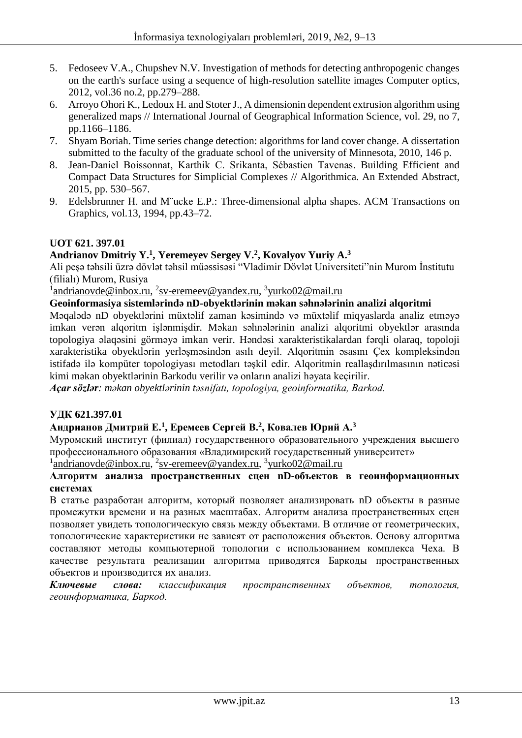5. Fedoseev V.A., Chupshev N.V. Investigation of methods for detecting anthropogenic changes on the earth's surface using a sequence of high-resolution satellite images Computer optics, 2012, vol.36 no.2, pp.279–288.
6. Arroyo Ohori K., Ledoux H. and Stoter J., A dimensionin dependent extrusion algorithm using generalized maps // International Journal of Geographical Information Science, vol. 29, no 7, pp.1166–1186.
7. Shyam Boriah. Time series change detection: algorithms for land cover change. A dissertation submitted to the faculty of the graduate school of the university of Minnesota, 2010, 146 p.
8. Jean-Daniel Boissonnat, Karthik C. Srikanta, Sébastien Tavenas. Building Efficient and Compact Data Structures for Simplicial Complexes // Algorithmica. An Extended Abstract, 2015, pp. 530–567.
9. Edelsbrunner H. and M¨ucke E.P.: Three-dimensional alpha shapes. ACM Transactions on Graphics, vol.13, 1994, pp.43–72.

**UOT 621. 397.01**

**Andrianov Dmitriy Y.[1], Yeremeyev Sergey V.[2], Kovalyov Yuriy A.[3]**

Ali peşə təhsili üzrə dövlət təhsil müəssisəsi "Vladimir Dövlət Universiteti"nin Murom İnstitutu (filialı) Murom, Rusiya

[1]andrianovde@inbox.ru, [2]sv-eremeev@yandex.ru, [3]yurko02@mail.ru

**Geoinformasiya sistemlərində nD-obyektlərinin məkan səhnələrinin analizi alqoritmi**

Məqalədə nD obyektlərini müxtəlif zaman kəsimində və müxtəlif miqyaslarda analiz etməyə imkan verən alqoritm işlənmişdir. Məkan səhnələrinin analizi alqoritmi obyektlər arasında topologiya əlaqəsini görməyə imkan verir. Həndəsi xarakteristikalardan fərqli olaraq, topoloji xarakteristika obyektlərin yerləşməsindən asılı deyil. Alqoritmin əsasını Çex kompleksindən istifadə ilə kompüter topologiyası metodları təşkil edir. Alqoritmin reallaşdırılmasının nəticəsi kimi məkan obyektlərinin Barkodu verilir və onların analizi həyata keçirilir.

***Açar sözlər****: məkan obyektlərinin təsnifatı, topologiya, geoinformatika, Barkod.*

**УДК 621.397.01**

**Андрианов Дмитрий Е.[1], Еремеев Сергей В.[2], Ковалев Юрий А.[3]**

Муромский институт (филиал) государственного образовательного учреждения высшего профессионального образования «Владимирский государственный университет»

[1]andrianovde@inbox.ru, [2]sv-eremeev@yandex.ru, [3]yurko02@mail.ru

**Алгоритм анализа пространственных сцен nD-объектов в геоинформационных системах**

В статье разработан алгоритм, который позволяет анализировать nD объекты в разные промежутки времени и на разных масштабах. Алгоритм анализа пространственных сцен позволяет увидеть топологическую связь между объектами. В отличие от геометрических, топологические характеристики не зависят от расположения объектов. Основу алгоритма составляют методы компьютерной топологии с использованием комплекса Чеха. В качестве результата реализации алгоритма приводятся Баркоды пространственных объектов и производится их анализ.

***Ключевые слова:*** *классификация пространственных объектов, топология, геоинформатика, Баркод.*